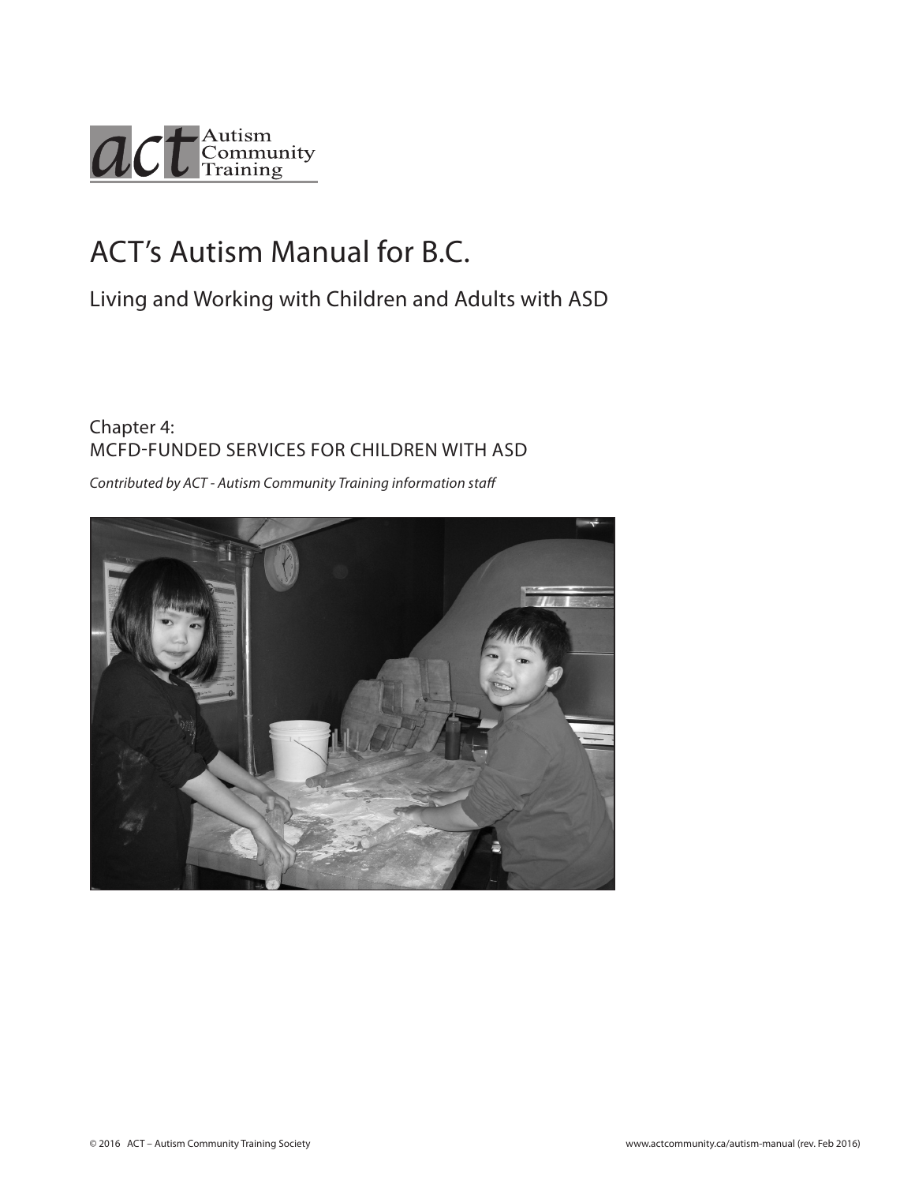act Autism Community Training

# ACT's Autism Manual for B.C.

## Living and Working with Children and Adults with ASD

### Chapter 4:
### MCFD-FUNDED SERVICES FOR CHILDREN WITH ASD

*Contributed by ACT - Autism Community Training information staff*

© 2016 ACT – Autism Community Training Society

www.actcommunity.ca/autism-manual (rev. Feb 2016)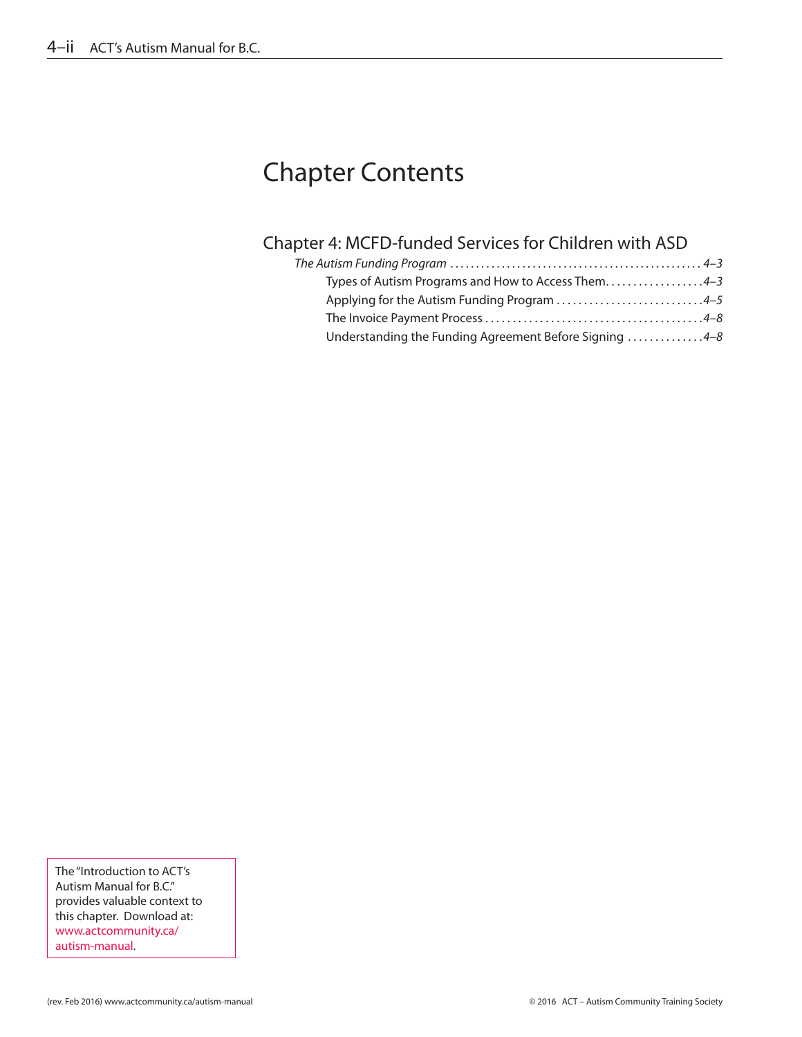# Chapter Contents

## Chapter 4: MCFD-funded Services for Children with ASD

*The Autism Funding Program* ........................................ *4–3*

- Types of Autism Programs and How to Access Them.................. *4–3*
- Applying for the Autism Funding Program .......................... *4–5*
- The Invoice Payment Process ...................................... *4–8*
- Understanding the Funding Agreement Before Signing ............... *4–8*

The "Introduction to ACT's Autism Manual for B.C." provides valuable context to this chapter. Download at: www.actcommunity.ca/autism-manual.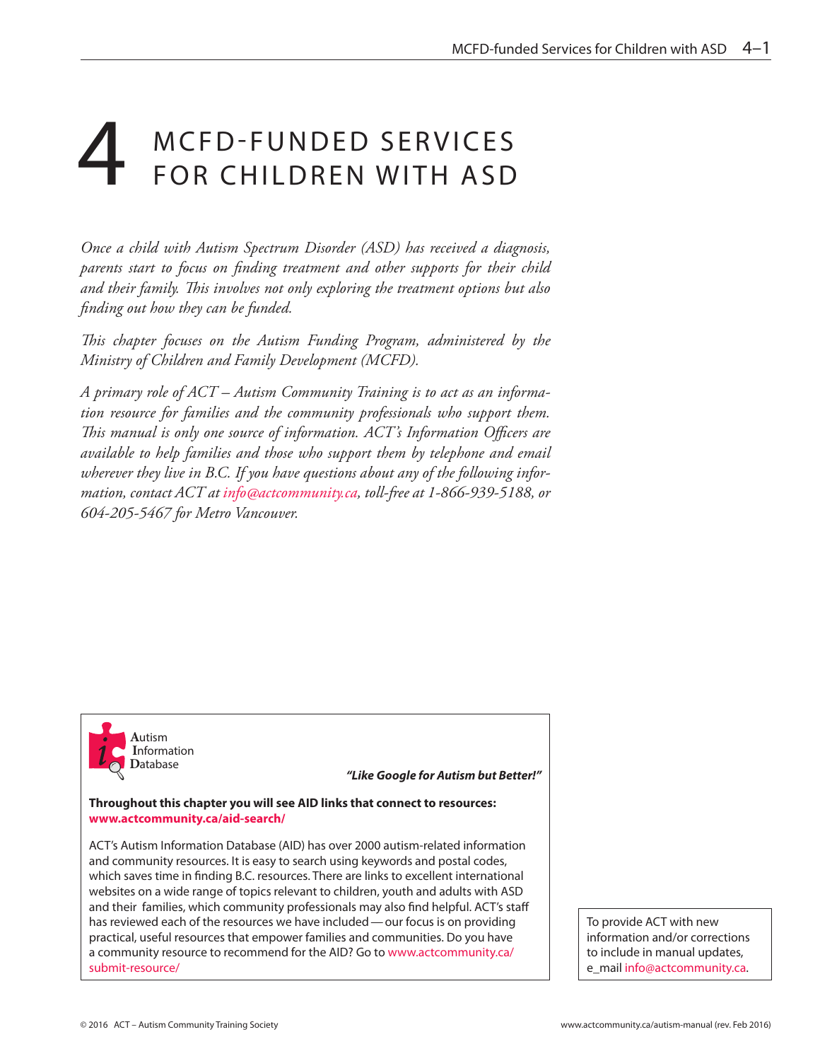# 4 MCFD-FUNDED SERVICES FOR CHILDREN WITH ASD

*Once a child with Autism Spectrum Disorder (ASD) has received a diagnosis, parents start to focus on finding treatment and other supports for their child and their family. This involves not only exploring the treatment options but also finding out how they can be funded.*

*This chapter focuses on the Autism Funding Program, administered by the Ministry of Children and Family Development (MCFD).*

*A primary role of ACT – Autism Community Training is to act as an information resource for families and the community professionals who support them. This manual is only one source of information. ACT's Information Officers are available to help families and those who support them by telephone and email wherever they live in B.C. If you have questions about any of the following information, contact ACT at info@actcommunity.ca, toll-free at 1-866-939-5188, or 604-205-5467 for Metro Vancouver.*

---

**A**utism **I**nformation **D**atabase

***"Like Google for Autism but Better!"***

**Throughout this chapter you will see AID links that connect to resources:**
**www.actcommunity.ca/aid-search/**

ACT's Autism Information Database (AID) has over 2000 autism-related information and community resources. It is easy to search using keywords and postal codes, which saves time in finding B.C. resources. There are links to excellent international websites on a wide range of topics relevant to children, youth and adults with ASD and their families, which community professionals may also find helpful. ACT's staff has reviewed each of the resources we have included — our focus is on providing practical, useful resources that empower families and communities. Do you have a community resource to recommend for the AID? Go to www.actcommunity.ca/submit-resource/

---

To provide ACT with new information and/or corrections to include in manual updates, e_mail info@actcommunity.ca.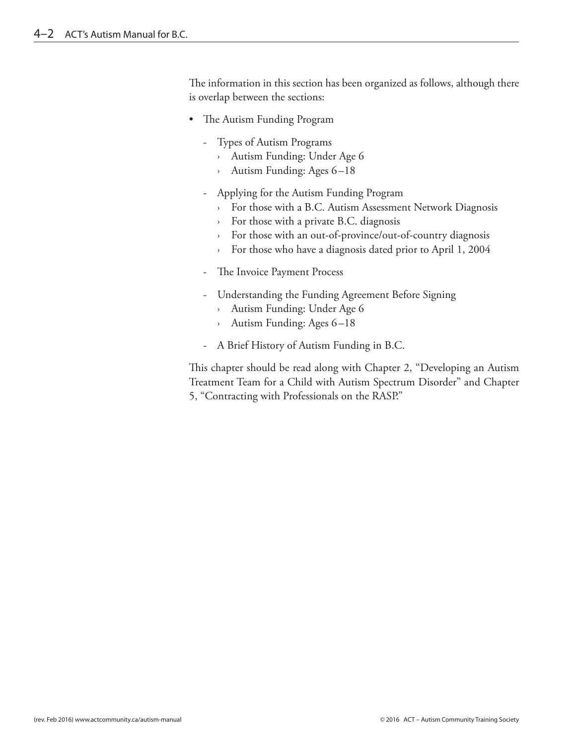The information in this section has been organized as follows, although there is overlap between the sections:

- The Autism Funding Program
  - Types of Autism Programs
    - Autism Funding: Under Age 6
    - Autism Funding: Ages 6–18
  - Applying for the Autism Funding Program
    - For those with a B.C. Autism Assessment Network Diagnosis
    - For those with a private B.C. diagnosis
    - For those with an out-of-province/out-of-country diagnosis
    - For those who have a diagnosis dated prior to April 1, 2004
  - The Invoice Payment Process
  - Understanding the Funding Agreement Before Signing
    - Autism Funding: Under Age 6
    - Autism Funding: Ages 6–18
  - A Brief History of Autism Funding in B.C.

This chapter should be read along with Chapter 2, "Developing an Autism Treatment Team for a Child with Autism Spectrum Disorder" and Chapter 5, "Contracting with Professionals on the RASP."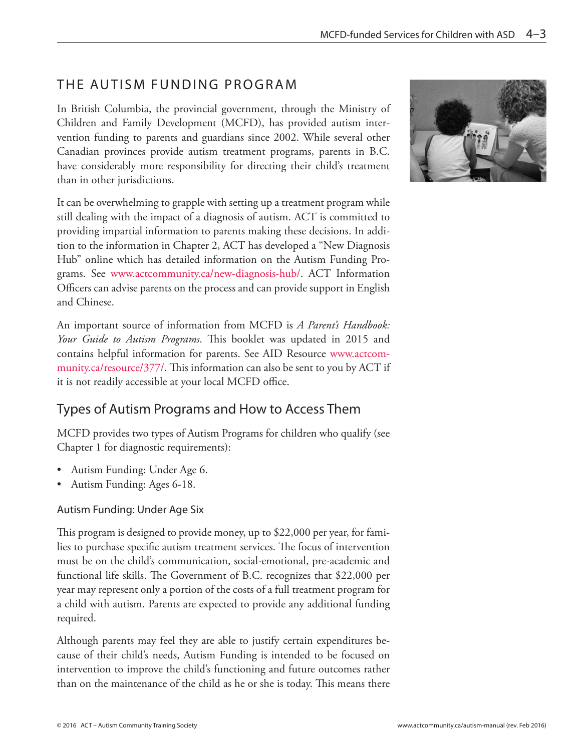## THE AUTISM FUNDING PROGRAM

In British Columbia, the provincial government, through the Ministry of Children and Family Development (MCFD), has provided autism intervention funding to parents and guardians since 2002. While several other Canadian provinces provide autism treatment programs, parents in B.C. have considerably more responsibility for directing their child's treatment than in other jurisdictions.

It can be overwhelming to grapple with setting up a treatment program while still dealing with the impact of a diagnosis of autism. ACT is committed to providing impartial information to parents making these decisions. In addition to the information in Chapter 2, ACT has developed a "New Diagnosis Hub" online which has detailed information on the Autism Funding Programs. See www.actcommunity.ca/new-diagnosis-hub/. ACT Information Officers can advise parents on the process and can provide support in English and Chinese.

An important source of information from MCFD is *A Parent's Handbook: Your Guide to Autism Programs*. This booklet was updated in 2015 and contains helpful information for parents. See AID Resource www.actcommunity.ca/resource/377/. This information can also be sent to you by ACT if it is not readily accessible at your local MCFD office.

### Types of Autism Programs and How to Access Them

MCFD provides two types of Autism Programs for children who qualify (see Chapter 1 for diagnostic requirements):

- Autism Funding: Under Age 6.
- Autism Funding: Ages 6-18.

#### Autism Funding: Under Age Six

This program is designed to provide money, up to $22,000 per year, for families to purchase specific autism treatment services. The focus of intervention must be on the child's communication, social-emotional, pre-academic and functional life skills. The Government of B.C. recognizes that $22,000 per year may represent only a portion of the costs of a full treatment program for a child with autism. Parents are expected to provide any additional funding required.

Although parents may feel they are able to justify certain expenditures because of their child's needs, Autism Funding is intended to be focused on intervention to improve the child's functioning and future outcomes rather than on the maintenance of the child as he or she is today. This means there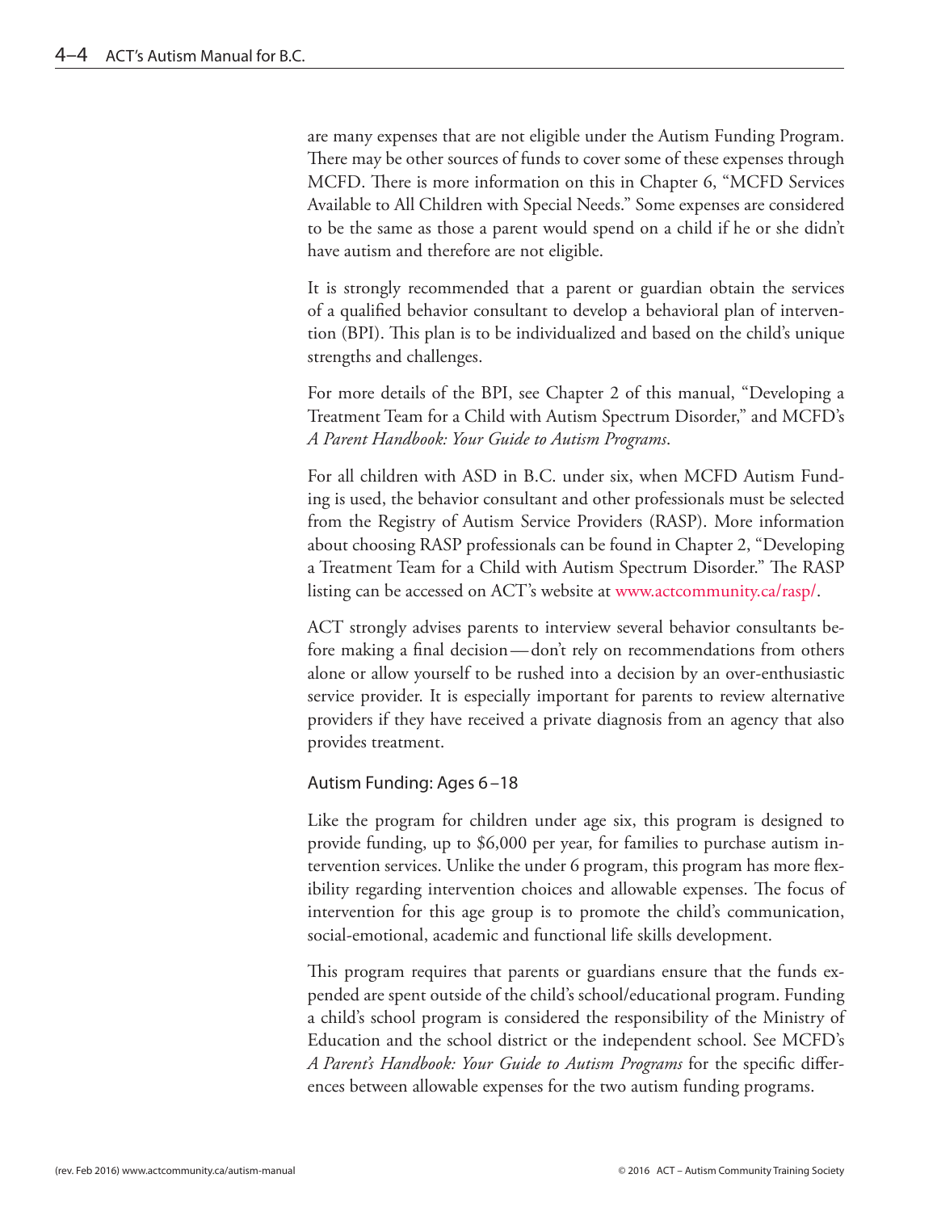are many expenses that are not eligible under the Autism Funding Program. There may be other sources of funds to cover some of these expenses through MCFD. There is more information on this in Chapter 6, "MCFD Services Available to All Children with Special Needs." Some expenses are considered to be the same as those a parent would spend on a child if he or she didn't have autism and therefore are not eligible.

It is strongly recommended that a parent or guardian obtain the services of a qualified behavior consultant to develop a behavioral plan of intervention (BPI). This plan is to be individualized and based on the child's unique strengths and challenges.

For more details of the BPI, see Chapter 2 of this manual, "Developing a Treatment Team for a Child with Autism Spectrum Disorder," and MCFD's *A Parent Handbook: Your Guide to Autism Programs*.

For all children with ASD in B.C. under six, when MCFD Autism Funding is used, the behavior consultant and other professionals must be selected from the Registry of Autism Service Providers (RASP). More information about choosing RASP professionals can be found in Chapter 2, "Developing a Treatment Team for a Child with Autism Spectrum Disorder." The RASP listing can be accessed on ACT's website at www.actcommunity.ca/rasp/.

ACT strongly advises parents to interview several behavior consultants before making a final decision — don't rely on recommendations from others alone or allow yourself to be rushed into a decision by an over-enthusiastic service provider. It is especially important for parents to review alternative providers if they have received a private diagnosis from an agency that also provides treatment.

### Autism Funding: Ages 6 – 18

Like the program for children under age six, this program is designed to provide funding, up to $6,000 per year, for families to purchase autism intervention services. Unlike the under 6 program, this program has more flexibility regarding intervention choices and allowable expenses. The focus of intervention for this age group is to promote the child's communication, social-emotional, academic and functional life skills development.

This program requires that parents or guardians ensure that the funds expended are spent outside of the child's school/educational program. Funding a child's school program is considered the responsibility of the Ministry of Education and the school district or the independent school. See MCFD's *A Parent's Handbook: Your Guide to Autism Programs* for the specific differences between allowable expenses for the two autism funding programs.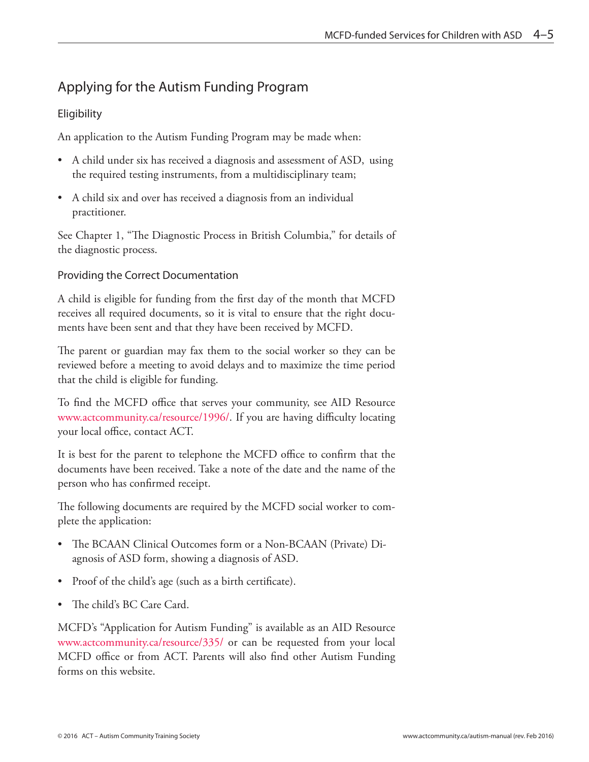## Applying for the Autism Funding Program

### Eligibility

An application to the Autism Funding Program may be made when:

- A child under six has received a diagnosis and assessment of ASD, using the required testing instruments, from a multidisciplinary team;
- A child six and over has received a diagnosis from an individual practitioner.

See Chapter 1, "The Diagnostic Process in British Columbia," for details of the diagnostic process.

### Providing the Correct Documentation

A child is eligible for funding from the first day of the month that MCFD receives all required documents, so it is vital to ensure that the right documents have been sent and that they have been received by MCFD.

The parent or guardian may fax them to the social worker so they can be reviewed before a meeting to avoid delays and to maximize the time period that the child is eligible for funding.

To find the MCFD office that serves your community, see AID Resource www.actcommunity.ca/resource/1996/. If you are having difficulty locating your local office, contact ACT.

It is best for the parent to telephone the MCFD office to confirm that the documents have been received. Take a note of the date and the name of the person who has confirmed receipt.

The following documents are required by the MCFD social worker to complete the application:

- The BCAAN Clinical Outcomes form or a Non-BCAAN (Private) Diagnosis of ASD form, showing a diagnosis of ASD.
- Proof of the child's age (such as a birth certificate).
- The child's BC Care Card.

MCFD's "Application for Autism Funding" is available as an AID Resource www.actcommunity.ca/resource/335/ or can be requested from your local MCFD office or from ACT. Parents will also find other Autism Funding forms on this website.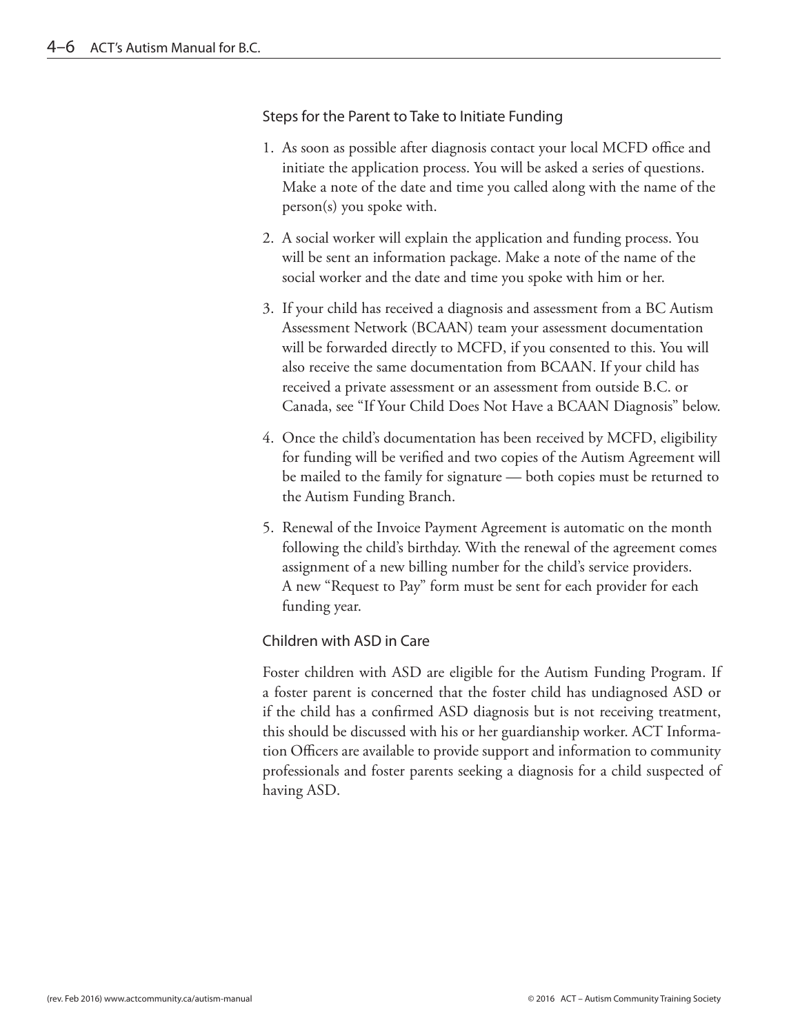### Steps for the Parent to Take to Initiate Funding

1. As soon as possible after diagnosis contact your local MCFD office and initiate the application process. You will be asked a series of questions. Make a note of the date and time you called along with the name of the person(s) you spoke with.
2. A social worker will explain the application and funding process. You will be sent an information package. Make a note of the name of the social worker and the date and time you spoke with him or her.
3. If your child has received a diagnosis and assessment from a BC Autism Assessment Network (BCAAN) team your assessment documentation will be forwarded directly to MCFD, if you consented to this. You will also receive the same documentation from BCAAN. If your child has received a private assessment or an assessment from outside B.C. or Canada, see "If Your Child Does Not Have a BCAAN Diagnosis" below.
4. Once the child's documentation has been received by MCFD, eligibility for funding will be verified and two copies of the Autism Agreement will be mailed to the family for signature — both copies must be returned to the Autism Funding Branch.
5. Renewal of the Invoice Payment Agreement is automatic on the month following the child's birthday. With the renewal of the agreement comes assignment of a new billing number for the child's service providers. A new "Request to Pay" form must be sent for each provider for each funding year.

### Children with ASD in Care

Foster children with ASD are eligible for the Autism Funding Program. If a foster parent is concerned that the foster child has undiagnosed ASD or if the child has a confirmed ASD diagnosis but is not receiving treatment, this should be discussed with his or her guardianship worker. ACT Information Officers are available to provide support and information to community professionals and foster parents seeking a diagnosis for a child suspected of having ASD.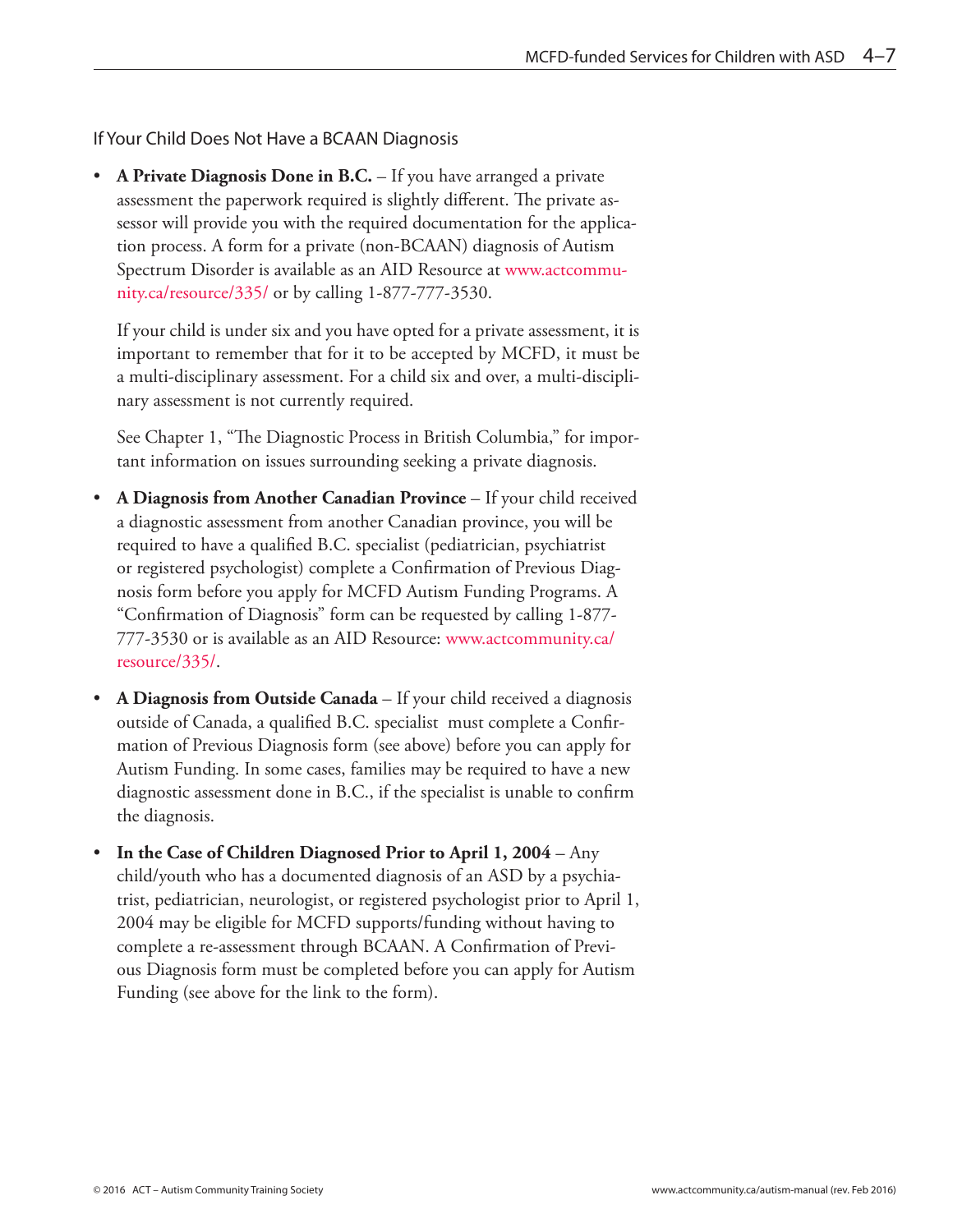### If Your Child Does Not Have a BCAAN Diagnosis

- **A Private Diagnosis Done in B.C.** – If you have arranged a private assessment the paperwork required is slightly different. The private assessor will provide you with the required documentation for the application process. A form for a private (non-BCAAN) diagnosis of Autism Spectrum Disorder is available as an AID Resource at www.actcommunity.ca/resource/335/ or by calling 1-877-777-3530.

  If your child is under six and you have opted for a private assessment, it is important to remember that for it to be accepted by MCFD, it must be a multi-disciplinary assessment. For a child six and over, a multi-disciplinary assessment is not currently required.

  See Chapter 1, "The Diagnostic Process in British Columbia," for important information on issues surrounding seeking a private diagnosis.

- **A Diagnosis from Another Canadian Province** – If your child received a diagnostic assessment from another Canadian province, you will be required to have a qualified B.C. specialist (pediatrician, psychiatrist or registered psychologist) complete a Confirmation of Previous Diagnosis form before you apply for MCFD Autism Funding Programs. A "Confirmation of Diagnosis" form can be requested by calling 1-877-777-3530 or is available as an AID Resource: www.actcommunity.ca/resource/335/.

- **A Diagnosis from Outside Canada** – If your child received a diagnosis outside of Canada, a qualified B.C. specialist must complete a Confirmation of Previous Diagnosis form (see above) before you can apply for Autism Funding. In some cases, families may be required to have a new diagnostic assessment done in B.C., if the specialist is unable to confirm the diagnosis.

- **In the Case of Children Diagnosed Prior to April 1, 2004** – Any child/youth who has a documented diagnosis of an ASD by a psychiatrist, pediatrician, neurologist, or registered psychologist prior to April 1, 2004 may be eligible for MCFD supports/funding without having to complete a re-assessment through BCAAN. A Confirmation of Previous Diagnosis form must be completed before you can apply for Autism Funding (see above for the link to the form).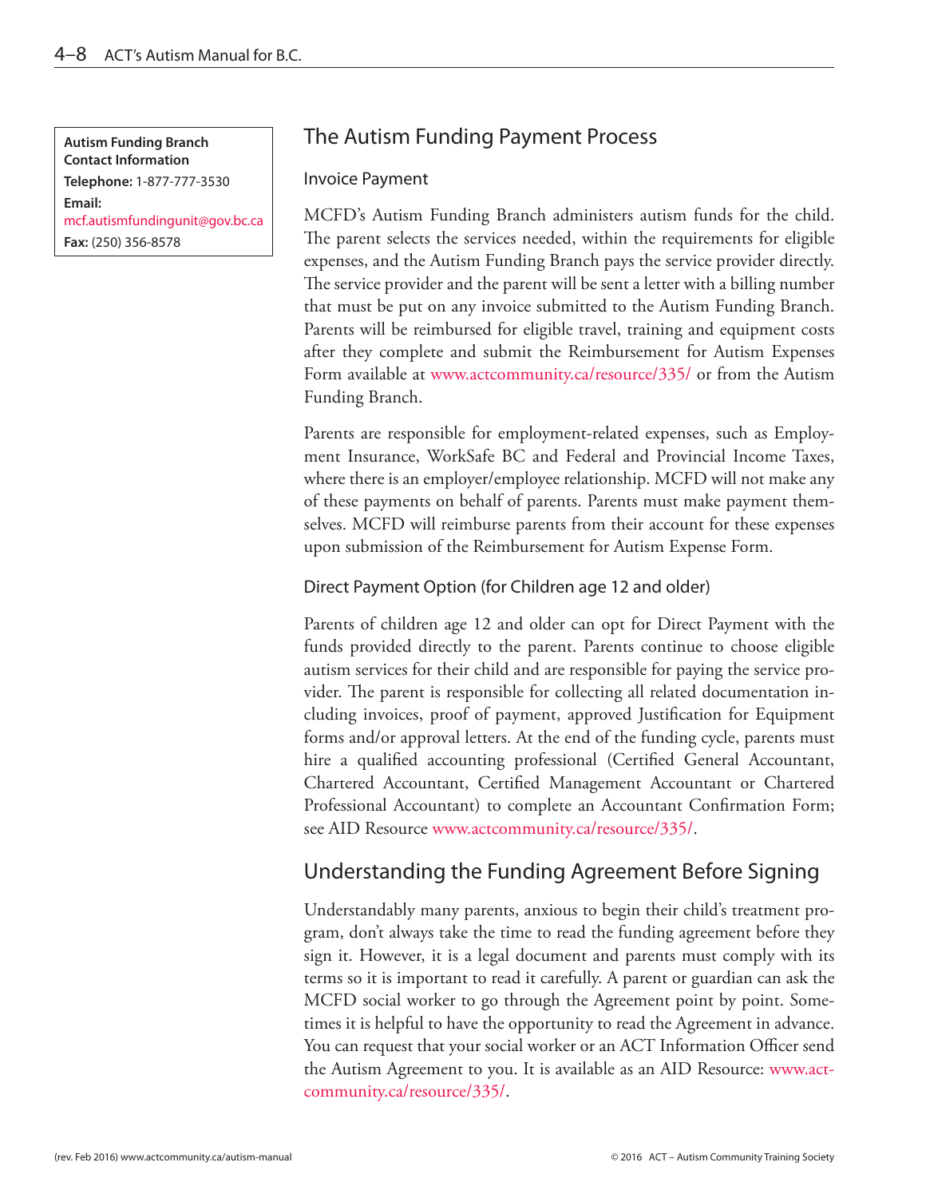**Autism Funding Branch Contact Information**

**Telephone:** 1-877-777-3530

**Email:** mcf.autismfundingunit@gov.bc.ca

**Fax:** (250) 356-8578

## The Autism Funding Payment Process

### Invoice Payment

MCFD's Autism Funding Branch administers autism funds for the child. The parent selects the services needed, within the requirements for eligible expenses, and the Autism Funding Branch pays the service provider directly. The service provider and the parent will be sent a letter with a billing number that must be put on any invoice submitted to the Autism Funding Branch. Parents will be reimbursed for eligible travel, training and equipment costs after they complete and submit the Reimbursement for Autism Expenses Form available at www.actcommunity.ca/resource/335/ or from the Autism Funding Branch.

Parents are responsible for employment-related expenses, such as Employment Insurance, WorkSafe BC and Federal and Provincial Income Taxes, where there is an employer/employee relationship. MCFD will not make any of these payments on behalf of parents. Parents must make payment themselves. MCFD will reimburse parents from their account for these expenses upon submission of the Reimbursement for Autism Expense Form.

### Direct Payment Option (for Children age 12 and older)

Parents of children age 12 and older can opt for Direct Payment with the funds provided directly to the parent. Parents continue to choose eligible autism services for their child and are responsible for paying the service provider. The parent is responsible for collecting all related documentation including invoices, proof of payment, approved Justification for Equipment forms and/or approval letters. At the end of the funding cycle, parents must hire a qualified accounting professional (Certified General Accountant, Chartered Accountant, Certified Management Accountant or Chartered Professional Accountant) to complete an Accountant Confirmation Form; see AID Resource www.actcommunity.ca/resource/335/.

## Understanding the Funding Agreement Before Signing

Understandably many parents, anxious to begin their child's treatment program, don't always take the time to read the funding agreement before they sign it. However, it is a legal document and parents must comply with its terms so it is important to read it carefully. A parent or guardian can ask the MCFD social worker to go through the Agreement point by point. Sometimes it is helpful to have the opportunity to read the Agreement in advance. You can request that your social worker or an ACT Information Officer send the Autism Agreement to you. It is available as an AID Resource: www.actcommunity.ca/resource/335/.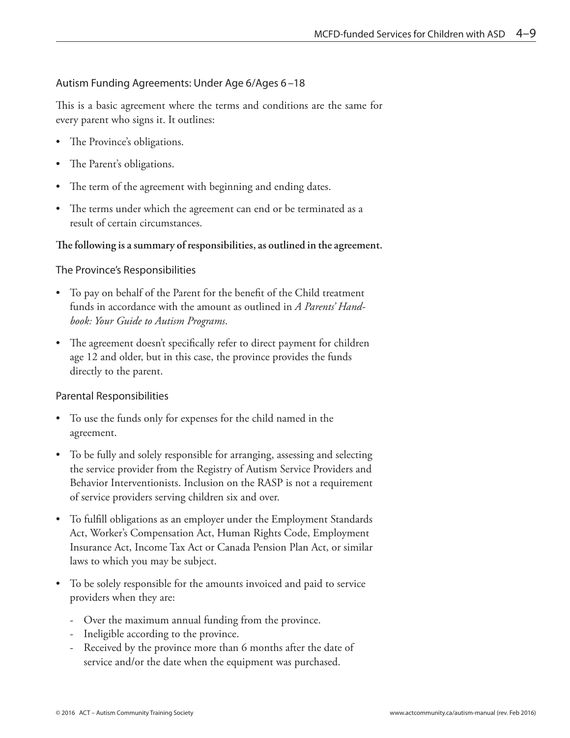### Autism Funding Agreements: Under Age 6/Ages 6 –18

This is a basic agreement where the terms and conditions are the same for every parent who signs it. It outlines:

- The Province's obligations.
- The Parent's obligations.
- The term of the agreement with beginning and ending dates.
- The terms under which the agreement can end or be terminated as a result of certain circumstances.

**The following is a summary of responsibilities, as outlined in the agreement.**

#### The Province's Responsibilities

- To pay on behalf of the Parent for the benefit of the Child treatment funds in accordance with the amount as outlined in *A Parents' Handbook: Your Guide to Autism Programs*.
- The agreement doesn't specifically refer to direct payment for children age 12 and older, but in this case, the province provides the funds directly to the parent.

#### Parental Responsibilities

- To use the funds only for expenses for the child named in the agreement.
- To be fully and solely responsible for arranging, assessing and selecting the service provider from the Registry of Autism Service Providers and Behavior Interventionists. Inclusion on the RASP is not a requirement of service providers serving children six and over.
- To fulfill obligations as an employer under the Employment Standards Act, Worker's Compensation Act, Human Rights Code, Employment Insurance Act, Income Tax Act or Canada Pension Plan Act, or similar laws to which you may be subject.
- To be solely responsible for the amounts invoiced and paid to service providers when they are:
  - Over the maximum annual funding from the province.
  - Ineligible according to the province.
  - Received by the province more than 6 months after the date of service and/or the date when the equipment was purchased.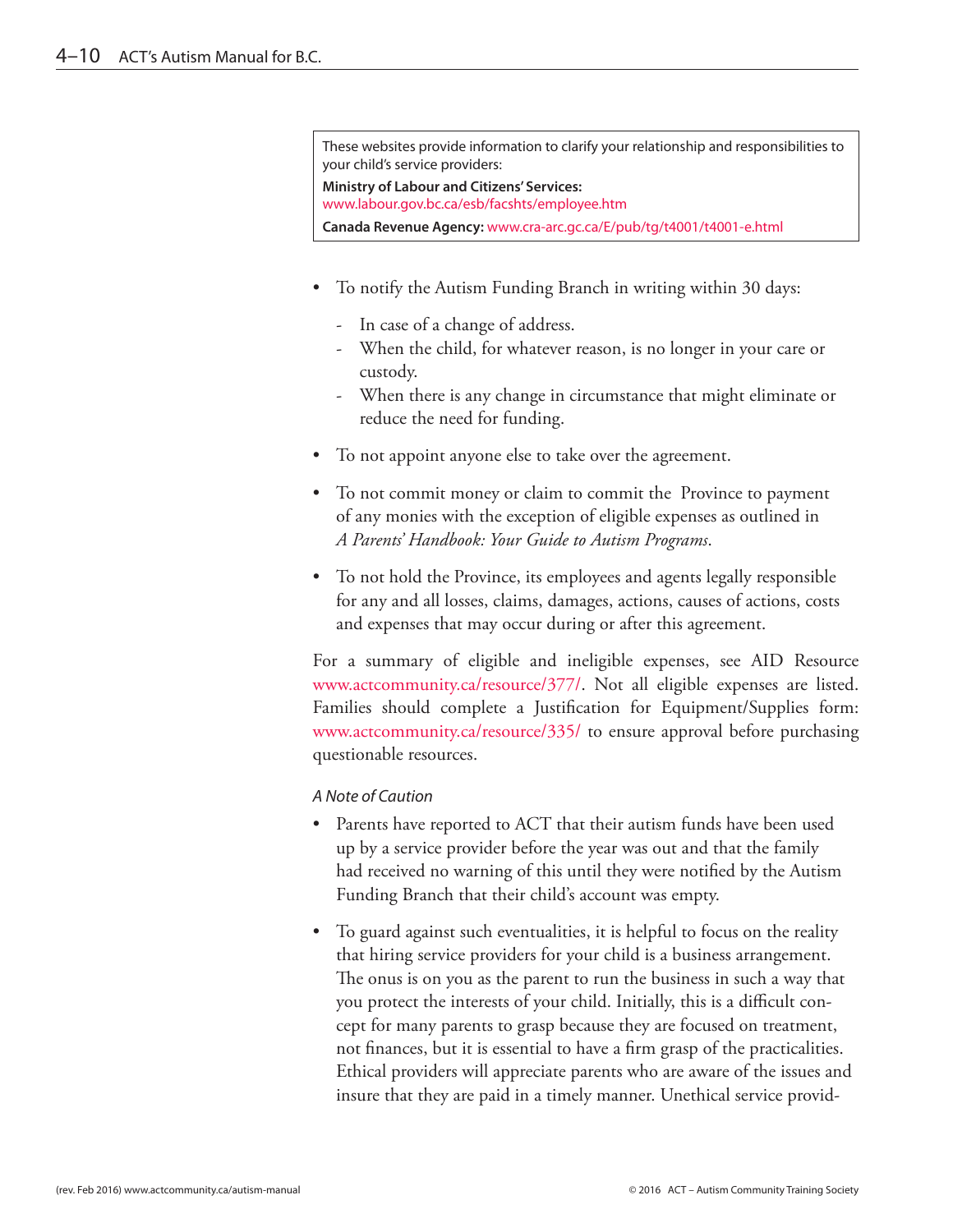> These websites provide information to clarify your relationship and responsibilities to your child's service providers:
>
> **Ministry of Labour and Citizens' Services:** www.labour.gov.bc.ca/esb/facshts/employee.htm
>
> **Canada Revenue Agency:** www.cra-arc.gc.ca/E/pub/tg/t4001/t4001-e.html

- To notify the Autism Funding Branch in writing within 30 days:
  - In case of a change of address.
  - When the child, for whatever reason, is no longer in your care or custody.
  - When there is any change in circumstance that might eliminate or reduce the need for funding.
- To not appoint anyone else to take over the agreement.
- To not commit money or claim to commit the Province to payment of any monies with the exception of eligible expenses as outlined in *A Parents' Handbook: Your Guide to Autism Programs*.
- To not hold the Province, its employees and agents legally responsible for any and all losses, claims, damages, actions, causes of actions, costs and expenses that may occur during or after this agreement.

For a summary of eligible and ineligible expenses, see AID Resource www.actcommunity.ca/resource/377/. Not all eligible expenses are listed. Families should complete a Justification for Equipment/Supplies form: www.actcommunity.ca/resource/335/ to ensure approval before purchasing questionable resources.

*A Note of Caution*

- Parents have reported to ACT that their autism funds have been used up by a service provider before the year was out and that the family had received no warning of this until they were notified by the Autism Funding Branch that their child's account was empty.
- To guard against such eventualities, it is helpful to focus on the reality that hiring service providers for your child is a business arrangement. The onus is on you as the parent to run the business in such a way that you protect the interests of your child. Initially, this is a difficult concept for many parents to grasp because they are focused on treatment, not finances, but it is essential to have a firm grasp of the practicalities. Ethical providers will appreciate parents who are aware of the issues and insure that they are paid in a timely manner. Unethical service provid-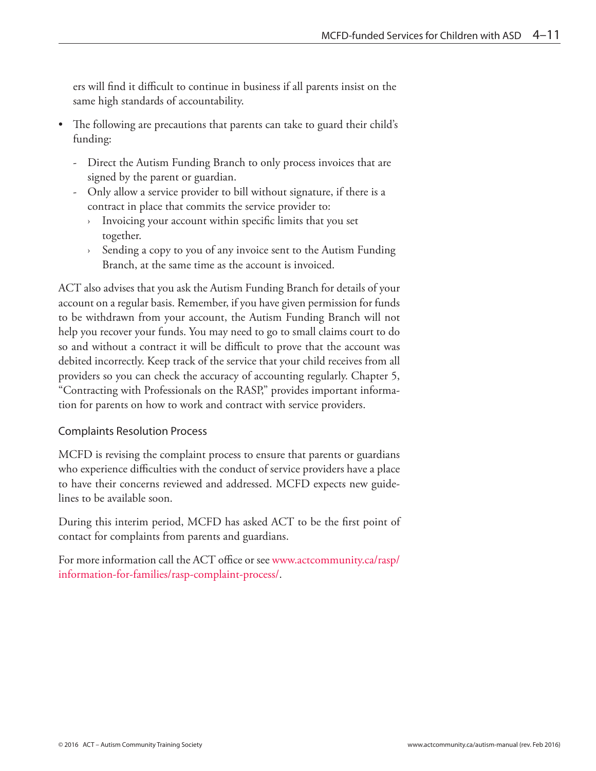ers will find it difficult to continue in business if all parents insist on the same high standards of accountability.

- The following are precautions that parents can take to guard their child's funding:
  - Direct the Autism Funding Branch to only process invoices that are signed by the parent or guardian.
  - Only allow a service provider to bill without signature, if there is a contract in place that commits the service provider to:
    - Invoicing your account within specific limits that you set together.
    - Sending a copy to you of any invoice sent to the Autism Funding Branch, at the same time as the account is invoiced.

ACT also advises that you ask the Autism Funding Branch for details of your account on a regular basis. Remember, if you have given permission for funds to be withdrawn from your account, the Autism Funding Branch will not help you recover your funds. You may need to go to small claims court to do so and without a contract it will be difficult to prove that the account was debited incorrectly. Keep track of the service that your child receives from all providers so you can check the accuracy of accounting regularly. Chapter 5, "Contracting with Professionals on the RASP," provides important information for parents on how to work and contract with service providers.

### Complaints Resolution Process

MCFD is revising the complaint process to ensure that parents or guardians who experience difficulties with the conduct of service providers have a place to have their concerns reviewed and addressed. MCFD expects new guidelines to be available soon.

During this interim period, MCFD has asked ACT to be the first point of contact for complaints from parents and guardians.

For more information call the ACT office or see www.actcommunity.ca/rasp/information-for-families/rasp-complaint-process/.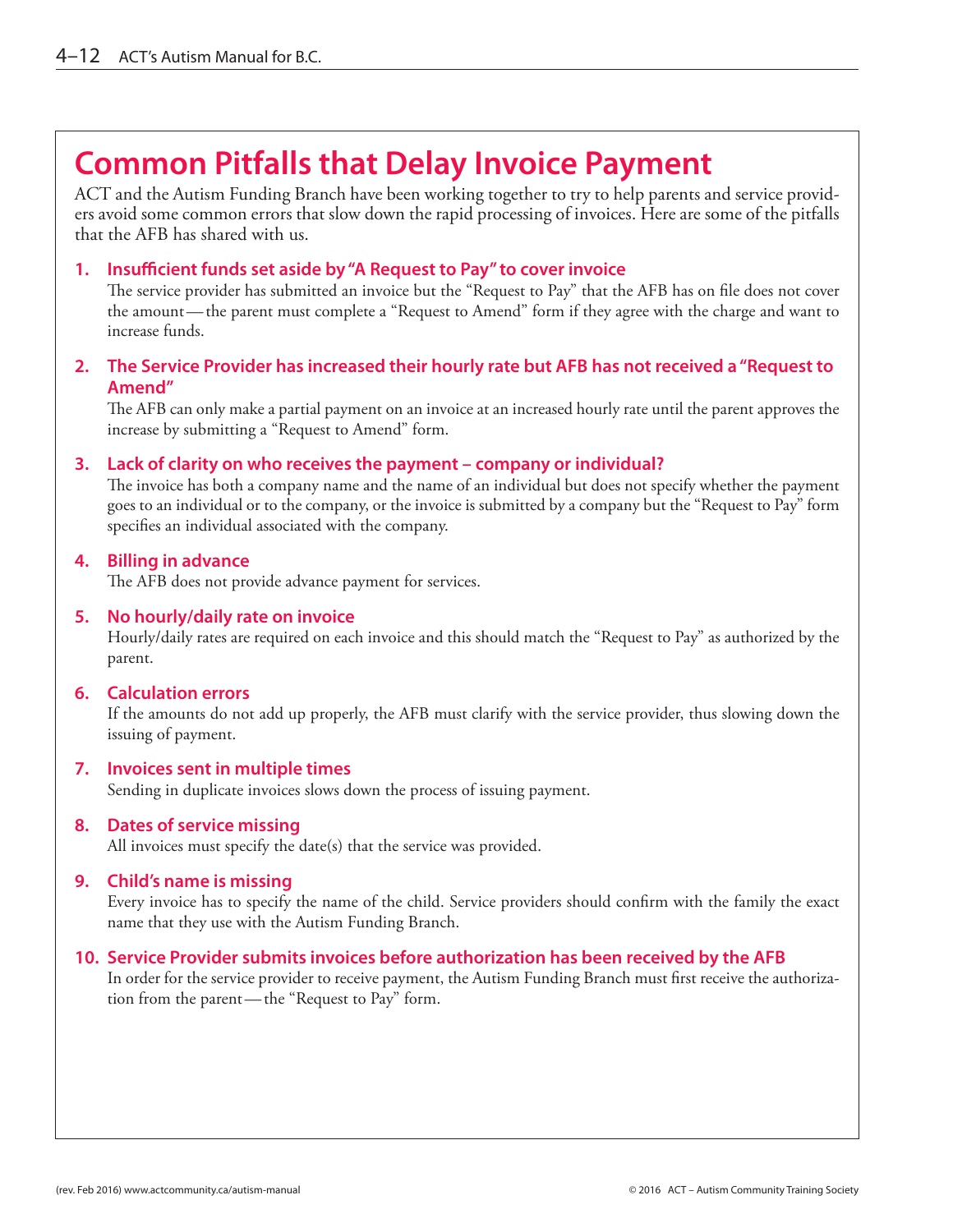# Common Pitfalls that Delay Invoice Payment

ACT and the Autism Funding Branch have been working together to try to help parents and service providers avoid some common errors that slow down the rapid processing of invoices. Here are some of the pitfalls that the AFB has shared with us.

1. **Insufficient funds set aside by "A Request to Pay" to cover invoice**
   The service provider has submitted an invoice but the "Request to Pay" that the AFB has on file does not cover the amount — the parent must complete a "Request to Amend" form if they agree with the charge and want to increase funds.

2. **The Service Provider has increased their hourly rate but AFB has not received a "Request to Amend"**
   The AFB can only make a partial payment on an invoice at an increased hourly rate until the parent approves the increase by submitting a "Request to Amend" form.

3. **Lack of clarity on who receives the payment – company or individual?**
   The invoice has both a company name and the name of an individual but does not specify whether the payment goes to an individual or to the company, or the invoice is submitted by a company but the "Request to Pay" form specifies an individual associated with the company.

4. **Billing in advance**
   The AFB does not provide advance payment for services.

5. **No hourly/daily rate on invoice**
   Hourly/daily rates are required on each invoice and this should match the "Request to Pay" as authorized by the parent.

6. **Calculation errors**
   If the amounts do not add up properly, the AFB must clarify with the service provider, thus slowing down the issuing of payment.

7. **Invoices sent in multiple times**
   Sending in duplicate invoices slows down the process of issuing payment.

8. **Dates of service missing**
   All invoices must specify the date(s) that the service was provided.

9. **Child's name is missing**
   Every invoice has to specify the name of the child. Service providers should confirm with the family the exact name that they use with the Autism Funding Branch.

10. **Service Provider submits invoices before authorization has been received by the AFB**
    In order for the service provider to receive payment, the Autism Funding Branch must first receive the authorization from the parent — the "Request to Pay" form.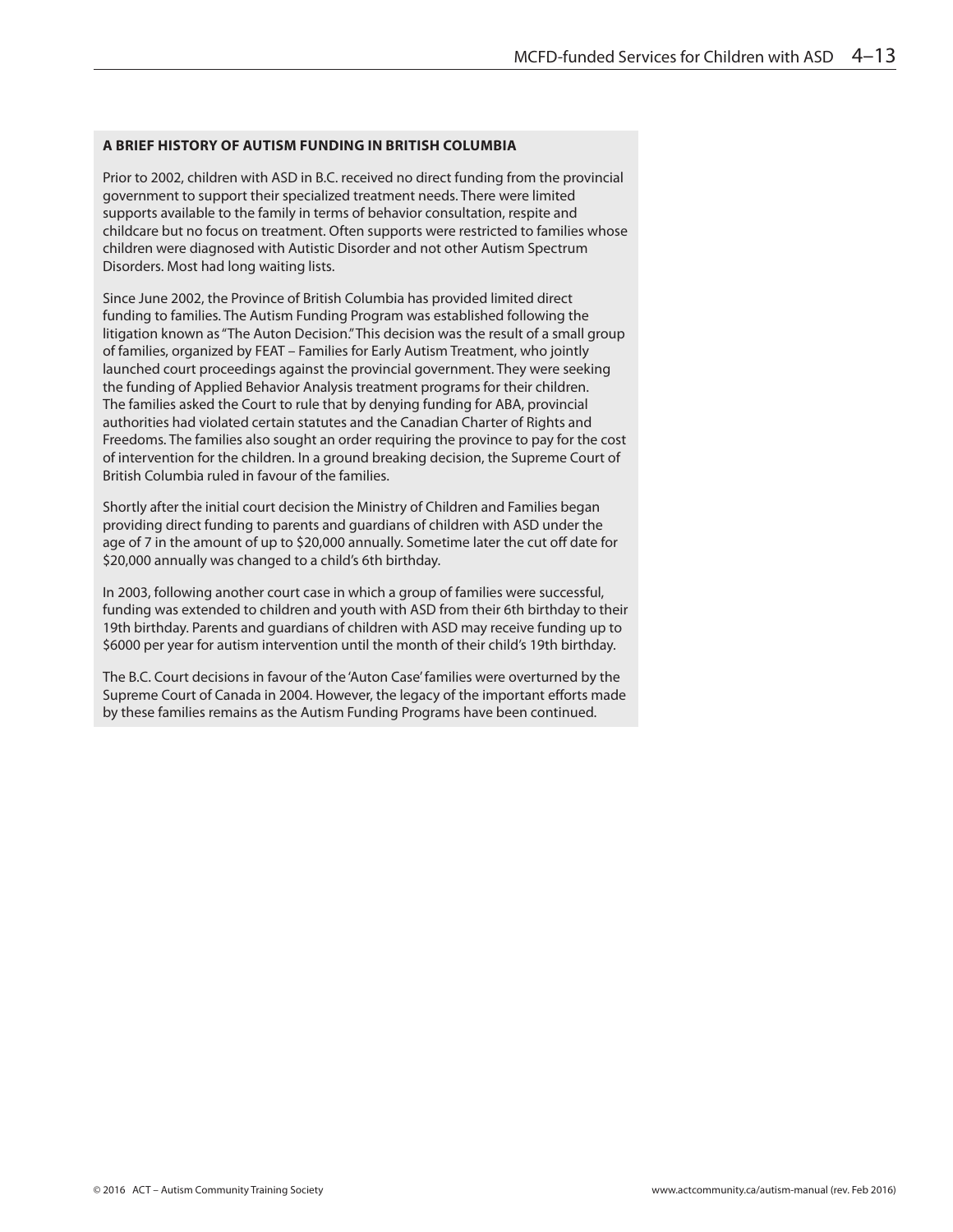## A BRIEF HISTORY OF AUTISM FUNDING IN BRITISH COLUMBIA

Prior to 2002, children with ASD in B.C. received no direct funding from the provincial government to support their specialized treatment needs. There were limited supports available to the family in terms of behavior consultation, respite and childcare but no focus on treatment. Often supports were restricted to families whose children were diagnosed with Autistic Disorder and not other Autism Spectrum Disorders. Most had long waiting lists.

Since June 2002, the Province of British Columbia has provided limited direct funding to families. The Autism Funding Program was established following the litigation known as "The Auton Decision." This decision was the result of a small group of families, organized by FEAT – Families for Early Autism Treatment, who jointly launched court proceedings against the provincial government. They were seeking the funding of Applied Behavior Analysis treatment programs for their children. The families asked the Court to rule that by denying funding for ABA, provincial authorities had violated certain statutes and the Canadian Charter of Rights and Freedoms. The families also sought an order requiring the province to pay for the cost of intervention for the children. In a ground breaking decision, the Supreme Court of British Columbia ruled in favour of the families.

Shortly after the initial court decision the Ministry of Children and Families began providing direct funding to parents and guardians of children with ASD under the age of 7 in the amount of up to $20,000 annually. Sometime later the cut off date for $20,000 annually was changed to a child's 6th birthday.

In 2003, following another court case in which a group of families were successful, funding was extended to children and youth with ASD from their 6th birthday to their 19th birthday. Parents and guardians of children with ASD may receive funding up to $6000 per year for autism intervention until the month of their child's 19th birthday.

The B.C. Court decisions in favour of the 'Auton Case' families were overturned by the Supreme Court of Canada in 2004. However, the legacy of the important efforts made by these families remains as the Autism Funding Programs have been continued.